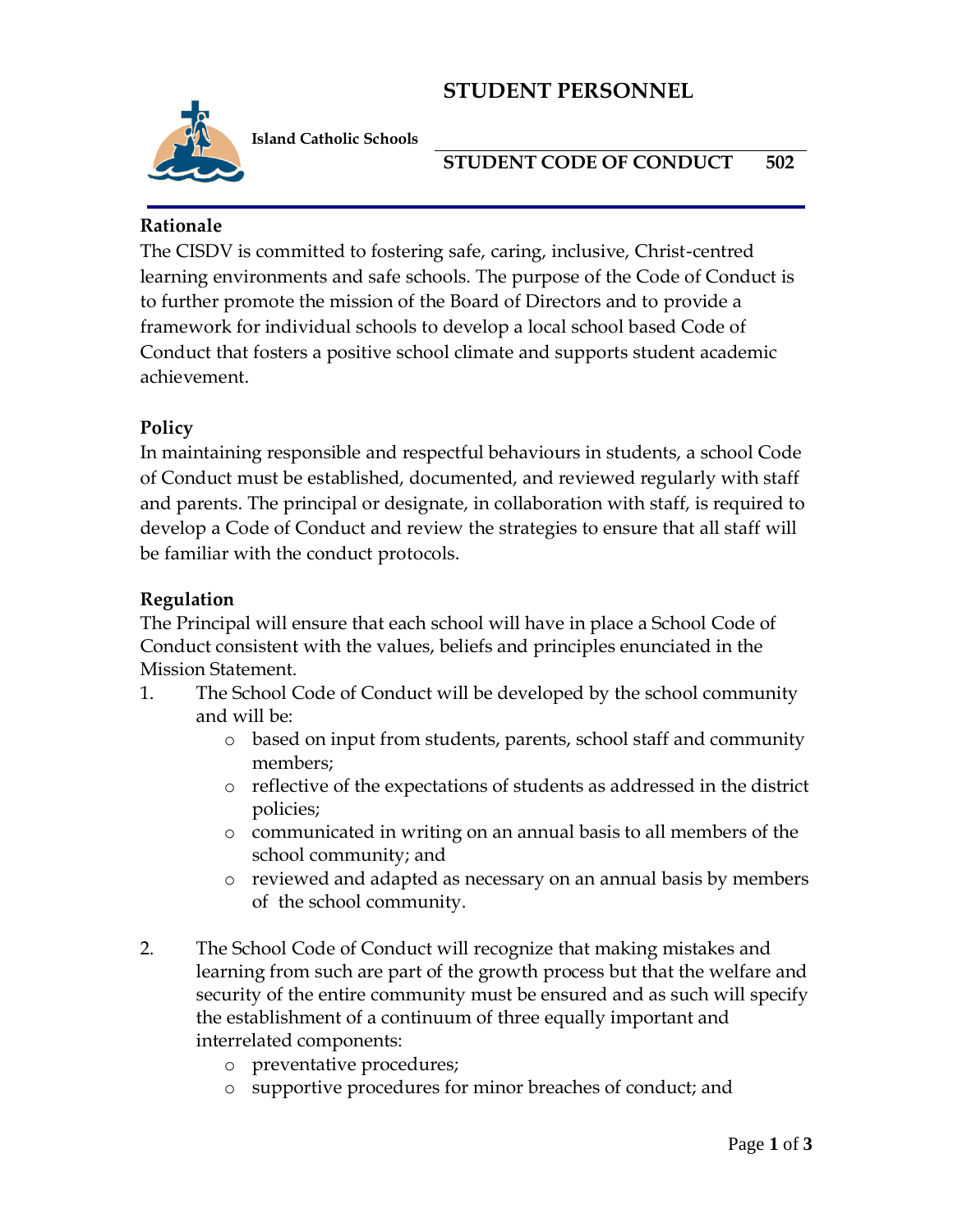# STUDENT PERSONNEL

**Island Catholic Schools**

## STUDENT CODE OF CONDUCT 502

### Rationale

The CISDV is committed to fostering safe, caring, inclusive, Christ-centred learning environments and safe schools. The purpose of the Code of Conduct is to further promote the mission of the Board of Directors and to provide a framework for individual schools to develop a local school based Code of Conduct that fosters a positive school climate and supports student academic achievement.

### Policy

In maintaining responsible and respectful behaviours in students, a school Code of Conduct must be established, documented, and reviewed regularly with staff and parents. The principal or designate, in collaboration with staff, is required to develop a Code of Conduct and review the strategies to ensure that all staff will be familiar with the conduct protocols.

### Regulation

The Principal will ensure that each school will have in place a School Code of Conduct consistent with the values, beliefs and principles enunciated in the Mission Statement.

1. The School Code of Conduct will be developed by the school community and will be:
   - based on input from students, parents, school staff and community members;
   - reflective of the expectations of students as addressed in the district policies;
   - communicated in writing on an annual basis to all members of the school community; and
   - reviewed and adapted as necessary on an annual basis by members of the school community.

2. The School Code of Conduct will recognize that making mistakes and learning from such are part of the growth process but that the welfare and security of the entire community must be ensured and as such will specify the establishment of a continuum of three equally important and interrelated components:
   - preventative procedures;
   - supportive procedures for minor breaches of conduct; and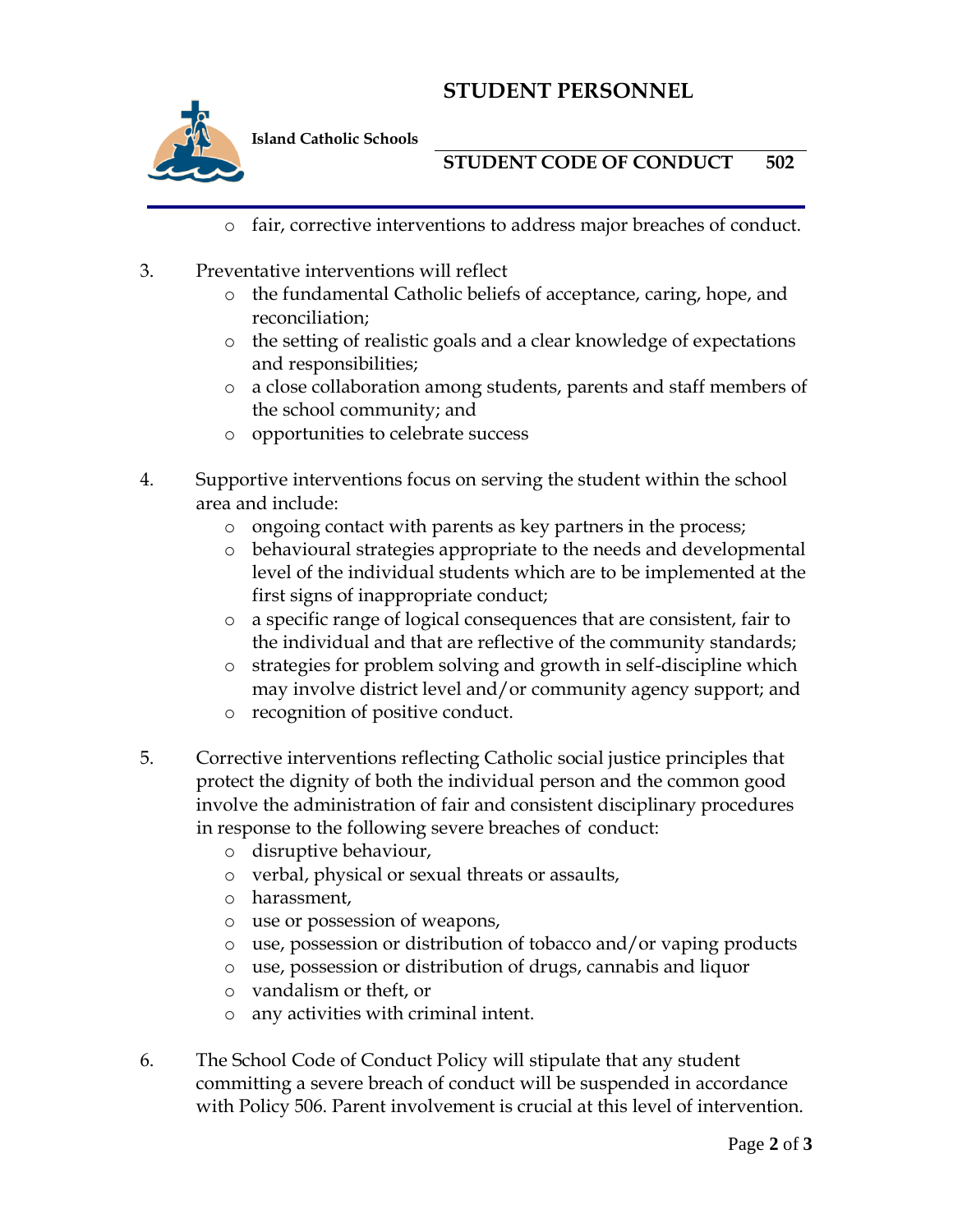- fair, corrective interventions to address major breaches of conduct.

3. Preventative interventions will reflect
   - the fundamental Catholic beliefs of acceptance, caring, hope, and reconciliation;
   - the setting of realistic goals and a clear knowledge of expectations and responsibilities;
   - a close collaboration among students, parents and staff members of the school community; and
   - opportunities to celebrate success

4. Supportive interventions focus on serving the student within the school area and include:
   - ongoing contact with parents as key partners in the process;
   - behavioural strategies appropriate to the needs and developmental level of the individual students which are to be implemented at the first signs of inappropriate conduct;
   - a specific range of logical consequences that are consistent, fair to the individual and that are reflective of the community standards;
   - strategies for problem solving and growth in self-discipline which may involve district level and/or community agency support; and
   - recognition of positive conduct.

5. Corrective interventions reflecting Catholic social justice principles that protect the dignity of both the individual person and the common good involve the administration of fair and consistent disciplinary procedures in response to the following severe breaches of conduct:
   - disruptive behaviour,
   - verbal, physical or sexual threats or assaults,
   - harassment,
   - use or possession of weapons,
   - use, possession or distribution of tobacco and/or vaping products
   - use, possession or distribution of drugs, cannabis and liquor
   - vandalism or theft, or
   - any activities with criminal intent.

6. The School Code of Conduct Policy will stipulate that any student committing a severe breach of conduct will be suspended in accordance with Policy 506. Parent involvement is crucial at this level of intervention.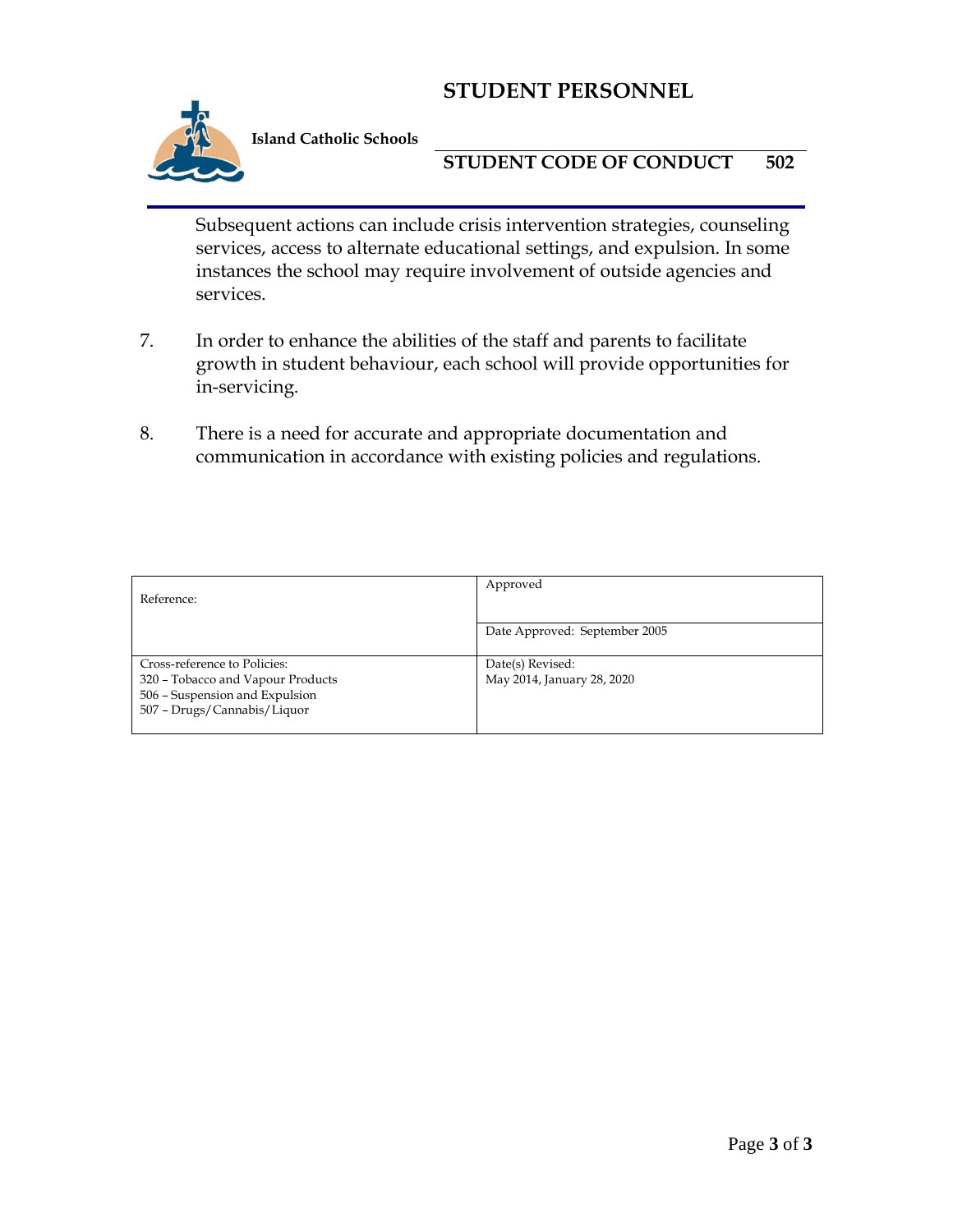Subsequent actions can include crisis intervention strategies, counseling services, access to alternate educational settings, and expulsion. In some instances the school may require involvement of outside agencies and services.

7. In order to enhance the abilities of the staff and parents to facilitate growth in student behaviour, each school will provide opportunities for in-servicing.

8. There is a need for accurate and appropriate documentation and communication in accordance with existing policies and regulations.

| | |
|---|---|
| Reference: | Approved |
| | Date Approved: September 2005 |
| Cross-reference to Policies:<br>320 – Tobacco and Vapour Products<br>506 – Suspension and Expulsion<br>507 – Drugs/Cannabis/Liquor | Date(s) Revised:<br>May 2014, January 28, 2020 |